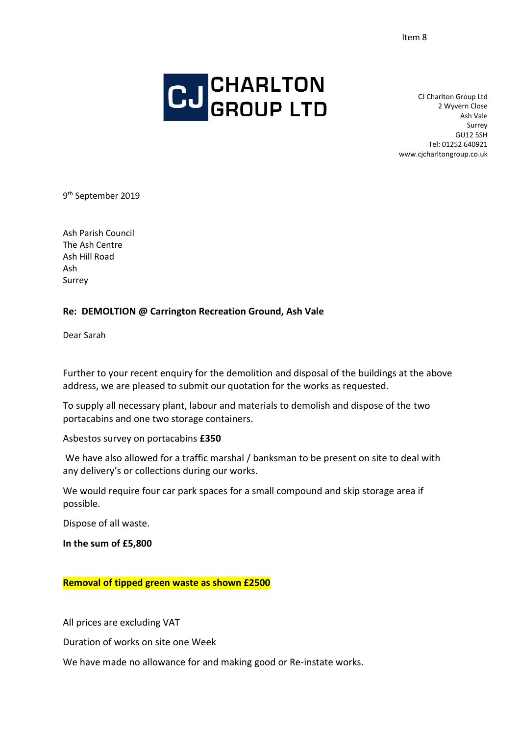Item 8

**CJ CHARLTON GROUP LTD**

CJ Charlton Group Ltd
2 Wyvern Close
Ash Vale
Surrey
GU12 5SH
Tel: 01252 640921
www.cjcharltongroup.co.uk

9th September 2019

Ash Parish Council
The Ash Centre
Ash Hill Road
Ash
Surrey

**Re: DEMOLTION @ Carrington Recreation Ground, Ash Vale**

Dear Sarah

Further to your recent enquiry for the demolition and disposal of the buildings at the above address, we are pleased to submit our quotation for the works as requested.

To supply all necessary plant, labour and materials to demolish and dispose of the two portacabins and one two storage containers.

Asbestos survey on portacabins **£350**

We have also allowed for a traffic marshal / banksman to be present on site to deal with any delivery's or collections during our works.

We would require four car park spaces for a small compound and skip storage area if possible.

Dispose of all waste.

**In the sum of £5,800**

**Removal of tipped green waste as shown £2500**

All prices are excluding VAT

Duration of works on site one Week

We have made no allowance for and making good or Re-instate works.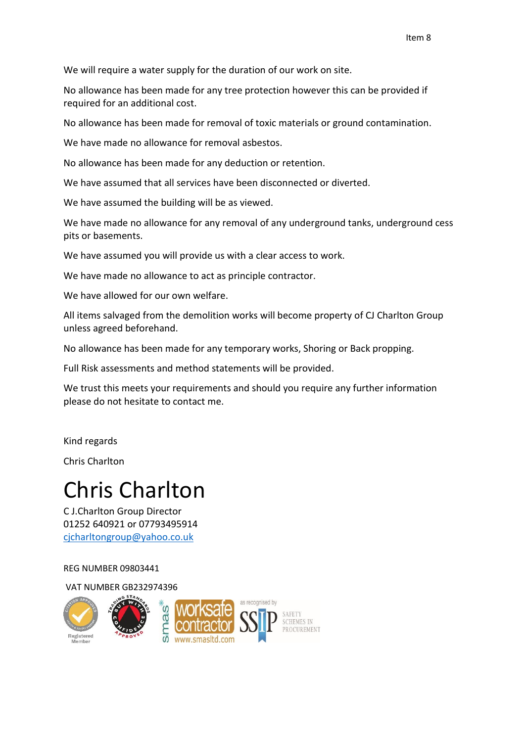Item 8

We will require a water supply for the duration of our work on site.

No allowance has been made for any tree protection however this can be provided if required for an additional cost.

No allowance has been made for removal of toxic materials or ground contamination.

We have made no allowance for removal asbestos.

No allowance has been made for any deduction or retention.

We have assumed that all services have been disconnected or diverted.

We have assumed the building will be as viewed.

We have made no allowance for any removal of any underground tanks, underground cess pits or basements.

We have assumed you will provide us with a clear access to work.

We have made no allowance to act as principle contractor.

We have allowed for our own welfare.

All items salvaged from the demolition works will become property of CJ Charlton Group unless agreed beforehand.

No allowance has been made for any temporary works, Shoring or Back propping.

Full Risk assessments and method statements will be provided.

We trust this meets your requirements and should you require any further information please do not hesitate to contact me.

Kind regards

Chris Charlton

# Chris Charlton

C J.Charlton Group Director
01252 640921 or 07793495914
cjcharltongroup@yahoo.co.uk

REG NUMBER 09803441

VAT NUMBER GB232974396